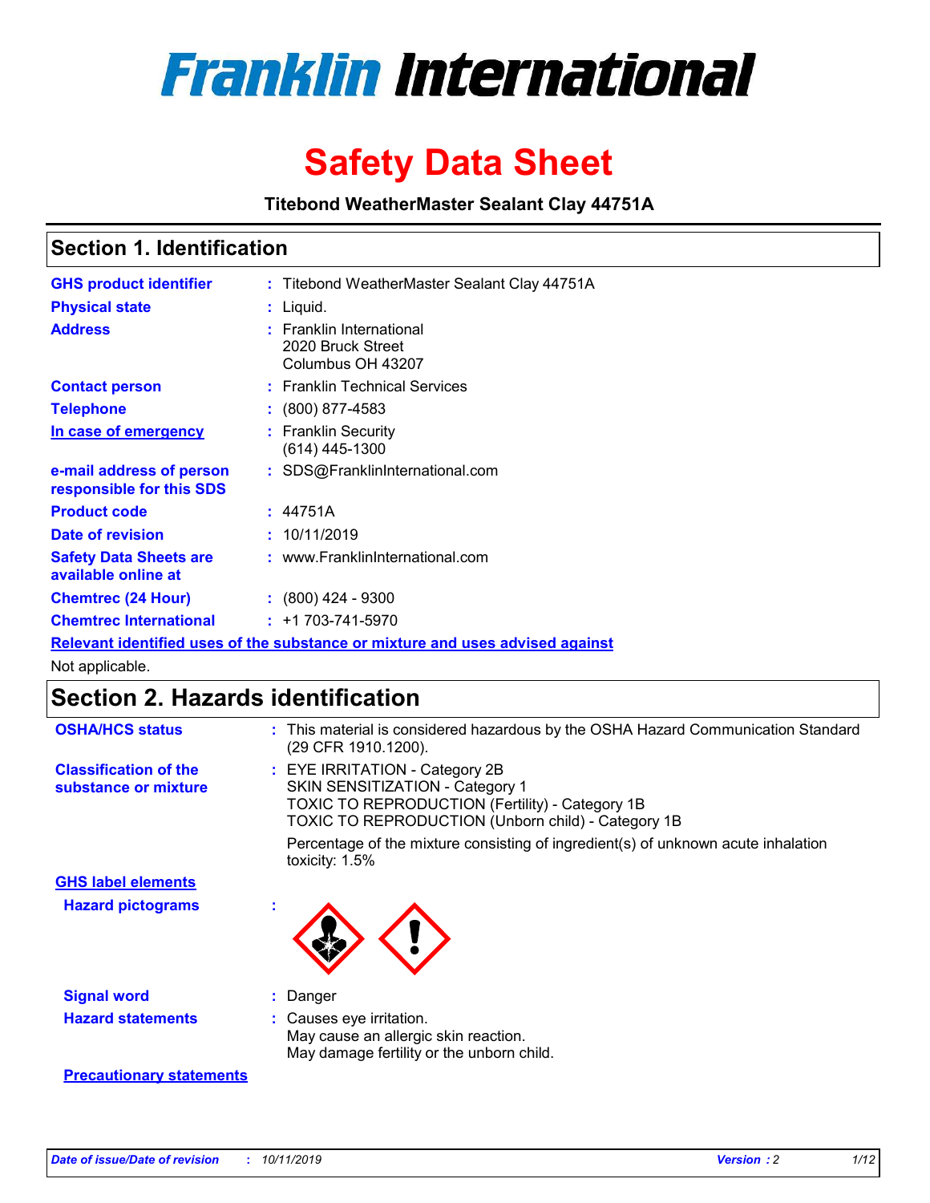# Franklin International

# Safety Data Sheet

**Titebond WeatherMaster Sealant Clay 44751A**

## Section 1. Identification

| | |
|---|---|
| **GHS product identifier** | : Titebond WeatherMaster Sealant Clay 44751A |
| **Physical state** | : Liquid. |
| **Address** | : Franklin International<br>2020 Bruck Street<br>Columbus OH 43207 |
| **Contact person** | : Franklin Technical Services |
| **Telephone** | : (800) 877-4583 |
| **In case of emergency** | : Franklin Security<br>(614) 445-1300 |
| **e-mail address of person responsible for this SDS** | : SDS@FranklinInternational.com |
| **Product code** | : 44751A |
| **Date of revision** | : 10/11/2019 |
| **Safety Data Sheets are available online at** | : www.FranklinInternational.com |
| **Chemtrec (24 Hour)** | : (800) 424 - 9300 |
| **Chemtrec International** | : +1 703-741-5970 |

**Relevant identified uses of the substance or mixture and uses advised against**

Not applicable.

## Section 2. Hazards identification

| | |
|---|---|
| **OSHA/HCS status** | : This material is considered hazardous by the OSHA Hazard Communication Standard (29 CFR 1910.1200). |
| **Classification of the substance or mixture** | : EYE IRRITATION - Category 2B<br>SKIN SENSITIZATION - Category 1<br>TOXIC TO REPRODUCTION (Fertility) - Category 1B<br>TOXIC TO REPRODUCTION (Unborn child) - Category 1B<br><br>Percentage of the mixture consisting of ingredient(s) of unknown acute inhalation toxicity: 1.5% |

**GHS label elements**

| | |
|---|---|
| **Hazard pictograms** | : |
| **Signal word** | : Danger |
| **Hazard statements** | : Causes eye irritation.<br>May cause an allergic skin reaction.<br>May damage fertility or the unborn child. |

**Precautionary statements**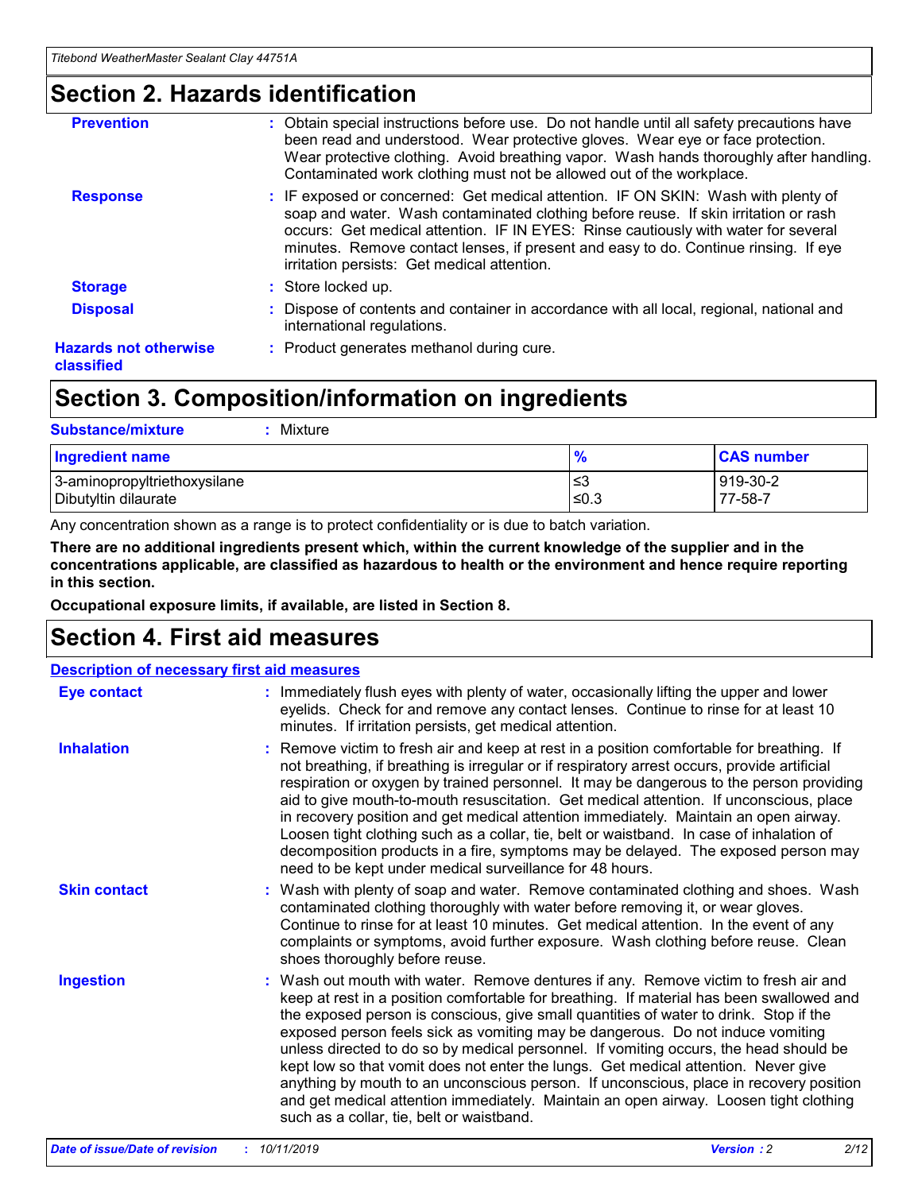## Section 2. Hazards identification

**Prevention** : Obtain special instructions before use. Do not handle until all safety precautions have been read and understood. Wear protective gloves. Wear eye or face protection. Wear protective clothing. Avoid breathing vapor. Wash hands thoroughly after handling. Contaminated work clothing must not be allowed out of the workplace.

**Response** : IF exposed or concerned: Get medical attention. IF ON SKIN: Wash with plenty of soap and water. Wash contaminated clothing before reuse. If skin irritation or rash occurs: Get medical attention. IF IN EYES: Rinse cautiously with water for several minutes. Remove contact lenses, if present and easy to do. Continue rinsing. If eye irritation persists: Get medical attention.

**Storage** : Store locked up.

**Disposal** : Dispose of contents and container in accordance with all local, regional, national and international regulations.

**Hazards not otherwise classified** : Product generates methanol during cure.

## Section 3. Composition/information on ingredients

**Substance/mixture** : Mixture

| Ingredient name | % | CAS number |
|---|---|---|
| 3-aminopropyltriethoxysilane | ≤3 | 919-30-2 |
| Dibutyltin dilaurate | ≤0.3 | 77-58-7 |

Any concentration shown as a range is to protect confidentiality or is due to batch variation.

**There are no additional ingredients present which, within the current knowledge of the supplier and in the concentrations applicable, are classified as hazardous to health or the environment and hence require reporting in this section.**

**Occupational exposure limits, if available, are listed in Section 8.**

## Section 4. First aid measures

**Description of necessary first aid measures**

**Eye contact** : Immediately flush eyes with plenty of water, occasionally lifting the upper and lower eyelids. Check for and remove any contact lenses. Continue to rinse for at least 10 minutes. If irritation persists, get medical attention.

**Inhalation** : Remove victim to fresh air and keep at rest in a position comfortable for breathing. If not breathing, if breathing is irregular or if respiratory arrest occurs, provide artificial respiration or oxygen by trained personnel. It may be dangerous to the person providing aid to give mouth-to-mouth resuscitation. Get medical attention. If unconscious, place in recovery position and get medical attention immediately. Maintain an open airway. Loosen tight clothing such as a collar, tie, belt or waistband. In case of inhalation of decomposition products in a fire, symptoms may be delayed. The exposed person may need to be kept under medical surveillance for 48 hours.

**Skin contact** : Wash with plenty of soap and water. Remove contaminated clothing and shoes. Wash contaminated clothing thoroughly with water before removing it, or wear gloves. Continue to rinse for at least 10 minutes. Get medical attention. In the event of any complaints or symptoms, avoid further exposure. Wash clothing before reuse. Clean shoes thoroughly before reuse.

**Ingestion** : Wash out mouth with water. Remove dentures if any. Remove victim to fresh air and keep at rest in a position comfortable for breathing. If material has been swallowed and the exposed person is conscious, give small quantities of water to drink. Stop if the exposed person feels sick as vomiting may be dangerous. Do not induce vomiting unless directed to do so by medical personnel. If vomiting occurs, the head should be kept low so that vomit does not enter the lungs. Get medical attention. Never give anything by mouth to an unconscious person. If unconscious, place in recovery position and get medical attention immediately. Maintain an open airway. Loosen tight clothing such as a collar, tie, belt or waistband.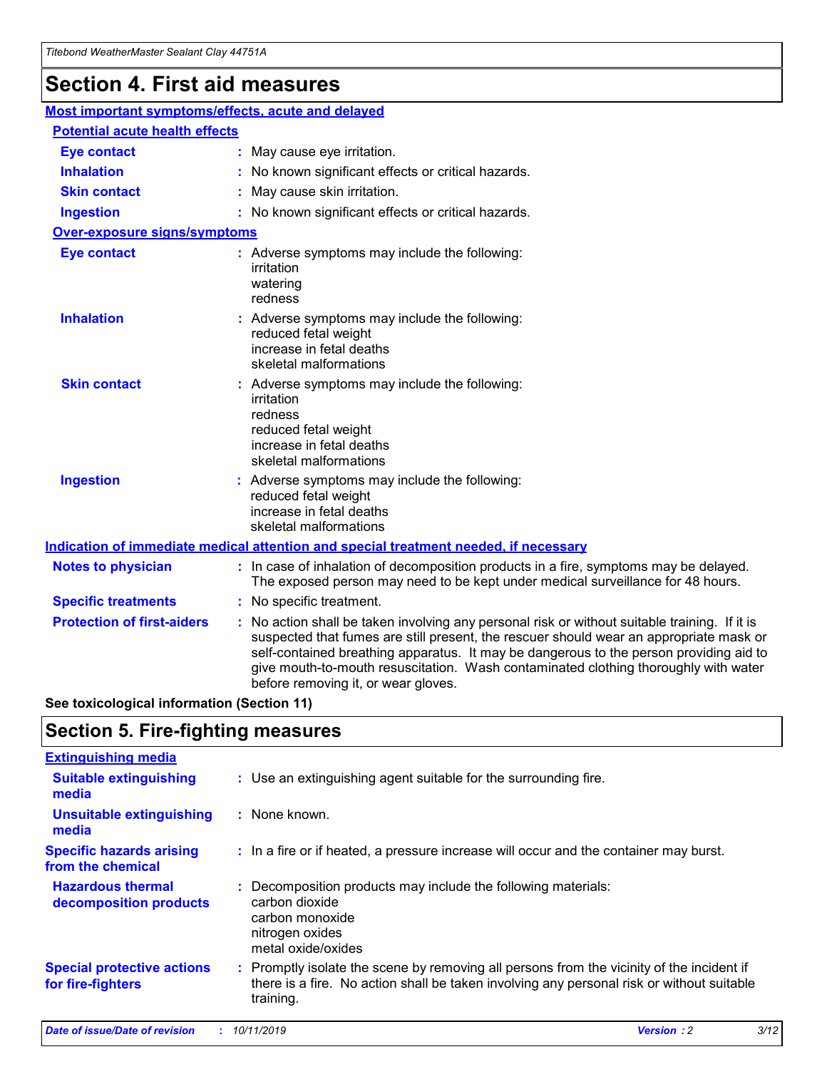# Section 4. First aid measures

## Most important symptoms/effects, acute and delayed

### Potential acute health effects

**Eye contact** : May cause eye irritation.

**Inhalation** : No known significant effects or critical hazards.

**Skin contact** : May cause skin irritation.

**Ingestion** : No known significant effects or critical hazards.

### Over-exposure signs/symptoms

**Eye contact** : Adverse symptoms may include the following:
irritation
watering
redness

**Inhalation** : Adverse symptoms may include the following:
reduced fetal weight
increase in fetal deaths
skeletal malformations

**Skin contact** : Adverse symptoms may include the following:
irritation
redness
reduced fetal weight
increase in fetal deaths
skeletal malformations

**Ingestion** : Adverse symptoms may include the following:
reduced fetal weight
increase in fetal deaths
skeletal malformations

## Indication of immediate medical attention and special treatment needed, if necessary

**Notes to physician** : In case of inhalation of decomposition products in a fire, symptoms may be delayed. The exposed person may need to be kept under medical surveillance for 48 hours.

**Specific treatments** : No specific treatment.

**Protection of first-aiders** : No action shall be taken involving any personal risk or without suitable training. If it is suspected that fumes are still present, the rescuer should wear an appropriate mask or self-contained breathing apparatus. It may be dangerous to the person providing aid to give mouth-to-mouth resuscitation. Wash contaminated clothing thoroughly with water before removing it, or wear gloves.

**See toxicological information (Section 11)**

# Section 5. Fire-fighting measures

## Extinguishing media

**Suitable extinguishing media** : Use an extinguishing agent suitable for the surrounding fire.

**Unsuitable extinguishing media** : None known.

**Specific hazards arising from the chemical** : In a fire or if heated, a pressure increase will occur and the container may burst.

**Hazardous thermal decomposition products** : Decomposition products may include the following materials:
carbon dioxide
carbon monoxide
nitrogen oxides
metal oxide/oxides

**Special protective actions for fire-fighters** : Promptly isolate the scene by removing all persons from the vicinity of the incident if there is a fire. No action shall be taken involving any personal risk or without suitable training.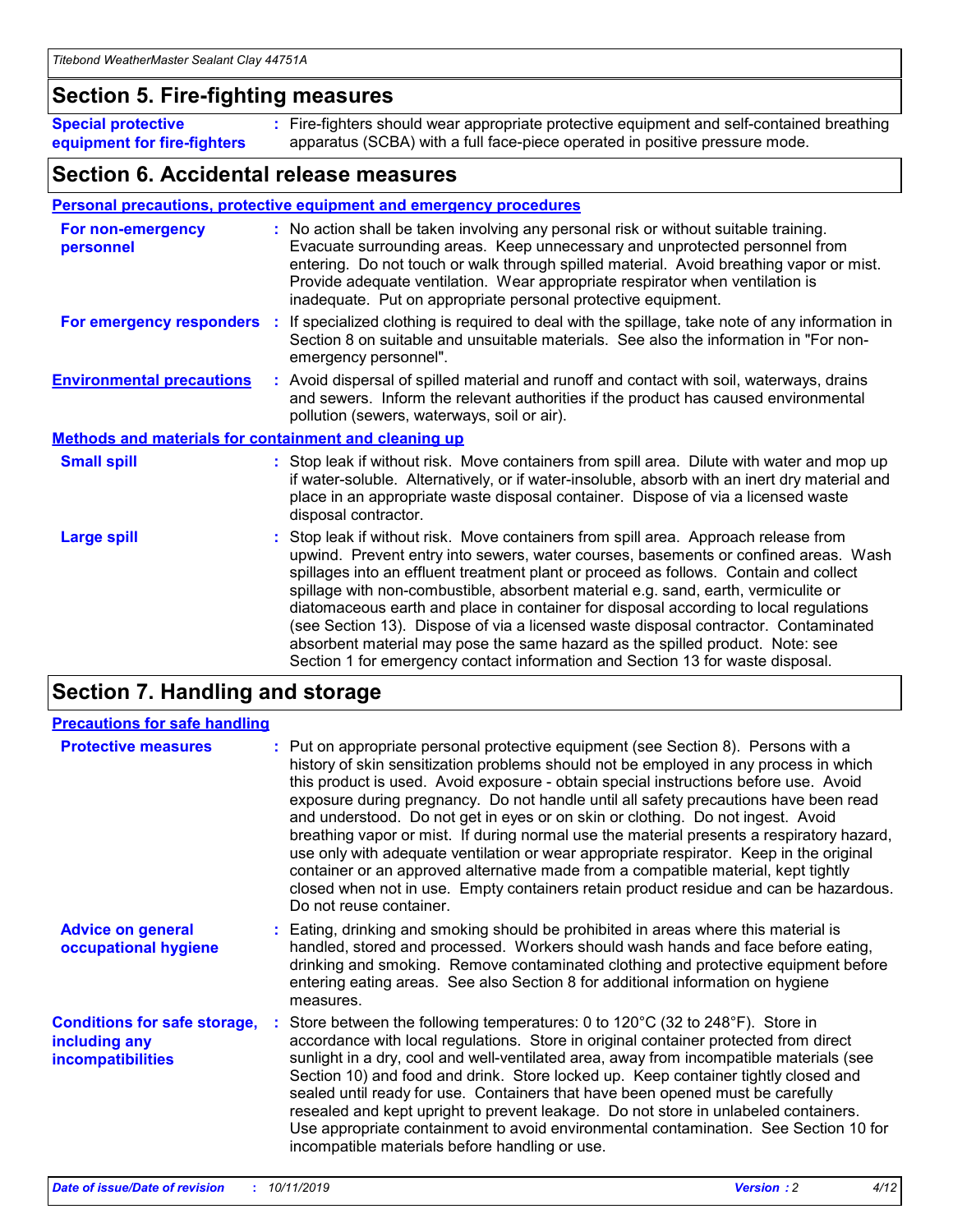## Section 5. Fire-fighting measures

**Special protective equipment for fire-fighters** : Fire-fighters should wear appropriate protective equipment and self-contained breathing apparatus (SCBA) with a full face-piece operated in positive pressure mode.

## Section 6. Accidental release measures

### Personal precautions, protective equipment and emergency procedures

**For non-emergency personnel** : No action shall be taken involving any personal risk or without suitable training. Evacuate surrounding areas. Keep unnecessary and unprotected personnel from entering. Do not touch or walk through spilled material. Avoid breathing vapor or mist. Provide adequate ventilation. Wear appropriate respirator when ventilation is inadequate. Put on appropriate personal protective equipment.

**For emergency responders** : If specialized clothing is required to deal with the spillage, take note of any information in Section 8 on suitable and unsuitable materials. See also the information in "For non-emergency personnel".

**Environmental precautions** : Avoid dispersal of spilled material and runoff and contact with soil, waterways, drains and sewers. Inform the relevant authorities if the product has caused environmental pollution (sewers, waterways, soil or air).

### Methods and materials for containment and cleaning up

**Small spill** : Stop leak if without risk. Move containers from spill area. Dilute with water and mop up if water-soluble. Alternatively, or if water-insoluble, absorb with an inert dry material and place in an appropriate waste disposal container. Dispose of via a licensed waste disposal contractor.

**Large spill** : Stop leak if without risk. Move containers from spill area. Approach release from upwind. Prevent entry into sewers, water courses, basements or confined areas. Wash spillages into an effluent treatment plant or proceed as follows. Contain and collect spillage with non-combustible, absorbent material e.g. sand, earth, vermiculite or diatomaceous earth and place in container for disposal according to local regulations (see Section 13). Dispose of via a licensed waste disposal contractor. Contaminated absorbent material may pose the same hazard as the spilled product. Note: see Section 1 for emergency contact information and Section 13 for waste disposal.

## Section 7. Handling and storage

### Precautions for safe handling

**Protective measures** : Put on appropriate personal protective equipment (see Section 8). Persons with a history of skin sensitization problems should not be employed in any process in which this product is used. Avoid exposure - obtain special instructions before use. Avoid exposure during pregnancy. Do not handle until all safety precautions have been read and understood. Do not get in eyes or on skin or clothing. Do not ingest. Avoid breathing vapor or mist. If during normal use the material presents a respiratory hazard, use only with adequate ventilation or wear appropriate respirator. Keep in the original container or an approved alternative made from a compatible material, kept tightly closed when not in use. Empty containers retain product residue and can be hazardous. Do not reuse container.

**Advice on general occupational hygiene** : Eating, drinking and smoking should be prohibited in areas where this material is handled, stored and processed. Workers should wash hands and face before eating, drinking and smoking. Remove contaminated clothing and protective equipment before entering eating areas. See also Section 8 for additional information on hygiene measures.

**Conditions for safe storage, including any incompatibilities** : Store between the following temperatures: 0 to 120°C (32 to 248°F). Store in accordance with local regulations. Store in original container protected from direct sunlight in a dry, cool and well-ventilated area, away from incompatible materials (see Section 10) and food and drink. Store locked up. Keep container tightly closed and sealed until ready for use. Containers that have been opened must be carefully resealed and kept upright to prevent leakage. Do not store in unlabeled containers. Use appropriate containment to avoid environmental contamination. See Section 10 for incompatible materials before handling or use.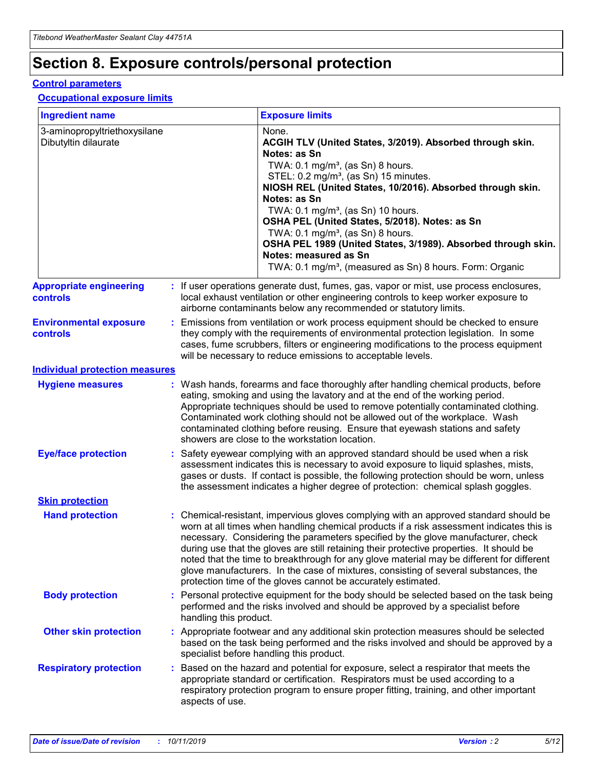# Section 8. Exposure controls/personal protection

## Control parameters

### Occupational exposure limits

| Ingredient name | Exposure limits |
| --- | --- |
| 3-aminopropyltriethoxysilane<br>Dibutyltin dilaurate | None.<br>**ACGIH TLV (United States, 3/2019). Absorbed through skin. Notes: as Sn**<br>TWA: 0.1 mg/m³, (as Sn) 8 hours.<br>STEL: 0.2 mg/m³, (as Sn) 15 minutes.<br>**NIOSH REL (United States, 10/2016). Absorbed through skin. Notes: as Sn**<br>TWA: 0.1 mg/m³, (as Sn) 10 hours.<br>**OSHA PEL (United States, 5/2018). Notes: as Sn**<br>TWA: 0.1 mg/m³, (as Sn) 8 hours.<br>**OSHA PEL 1989 (United States, 3/1989). Absorbed through skin. Notes: measured as Sn**<br>TWA: 0.1 mg/m³, (measured as Sn) 8 hours. Form: Organic |

**Appropriate engineering controls** : If user operations generate dust, fumes, gas, vapor or mist, use process enclosures, local exhaust ventilation or other engineering controls to keep worker exposure to airborne contaminants below any recommended or statutory limits.

**Environmental exposure controls** : Emissions from ventilation or work process equipment should be checked to ensure they comply with the requirements of environmental protection legislation. In some cases, fume scrubbers, filters or engineering modifications to the process equipment will be necessary to reduce emissions to acceptable levels.

## Individual protection measures

**Hygiene measures** : Wash hands, forearms and face thoroughly after handling chemical products, before eating, smoking and using the lavatory and at the end of the working period. Appropriate techniques should be used to remove potentially contaminated clothing. Contaminated work clothing should not be allowed out of the workplace. Wash contaminated clothing before reusing. Ensure that eyewash stations and safety showers are close to the workstation location.

**Eye/face protection** : Safety eyewear complying with an approved standard should be used when a risk assessment indicates this is necessary to avoid exposure to liquid splashes, mists, gases or dusts. If contact is possible, the following protection should be worn, unless the assessment indicates a higher degree of protection: chemical splash goggles.

### Skin protection

**Hand protection** : Chemical-resistant, impervious gloves complying with an approved standard should be worn at all times when handling chemical products if a risk assessment indicates this is necessary. Considering the parameters specified by the glove manufacturer, check during use that the gloves are still retaining their protective properties. It should be noted that the time to breakthrough for any glove material may be different for different glove manufacturers. In the case of mixtures, consisting of several substances, the protection time of the gloves cannot be accurately estimated.

**Body protection** : Personal protective equipment for the body should be selected based on the task being performed and the risks involved and should be approved by a specialist before handling this product.

**Other skin protection** : Appropriate footwear and any additional skin protection measures should be selected based on the task being performed and the risks involved and should be approved by a specialist before handling this product.

**Respiratory protection** : Based on the hazard and potential for exposure, select a respirator that meets the appropriate standard or certification. Respirators must be used according to a respiratory protection program to ensure proper fitting, training, and other important aspects of use.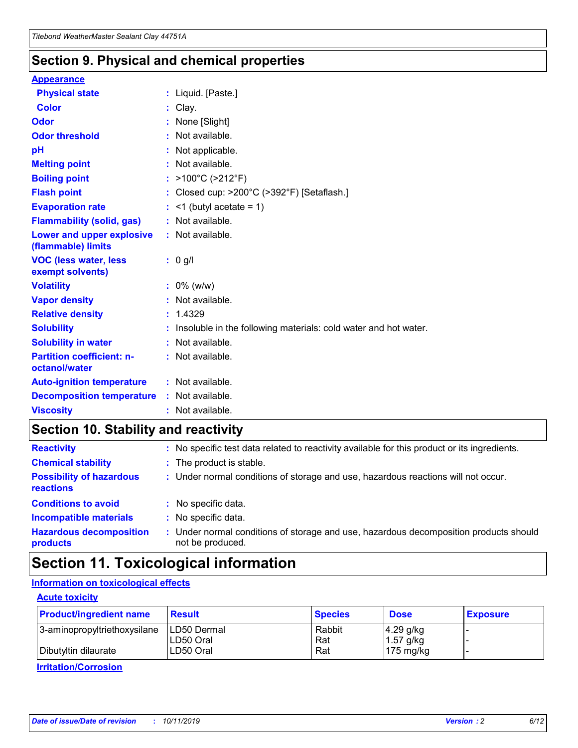## Section 9. Physical and chemical properties

**Appearance**

| | |
|---|---|
| **Physical state** | : Liquid. [Paste.] |
| **Color** | : Clay. |
| **Odor** | : None [Slight] |
| **Odor threshold** | : Not available. |
| **pH** | : Not applicable. |
| **Melting point** | : Not available. |
| **Boiling point** | : >100°C (>212°F) |
| **Flash point** | : Closed cup: >200°C (>392°F) [Setaflash.] |
| **Evaporation rate** | : <1 (butyl acetate = 1) |
| **Flammability (solid, gas)** | : Not available. |
| **Lower and upper explosive (flammable) limits** | : Not available. |
| **VOC (less water, less exempt solvents)** | : 0 g/l |
| **Volatility** | : 0% (w/w) |
| **Vapor density** | : Not available. |
| **Relative density** | : 1.4329 |
| **Solubility** | : Insoluble in the following materials: cold water and hot water. |
| **Solubility in water** | : Not available. |
| **Partition coefficient: n-octanol/water** | : Not available. |
| **Auto-ignition temperature** | : Not available. |
| **Decomposition temperature** | : Not available. |
| **Viscosity** | : Not available. |

## Section 10. Stability and reactivity

| | |
|---|---|
| **Reactivity** | : No specific test data related to reactivity available for this product or its ingredients. |
| **Chemical stability** | : The product is stable. |
| **Possibility of hazardous reactions** | : Under normal conditions of storage and use, hazardous reactions will not occur. |
| **Conditions to avoid** | : No specific data. |
| **Incompatible materials** | : No specific data. |
| **Hazardous decomposition products** | : Under normal conditions of storage and use, hazardous decomposition products should not be produced. |

## Section 11. Toxicological information

**Information on toxicological effects**

**Acute toxicity**

| Product/ingredient name | Result | Species | Dose | Exposure |
|---|---|---|---|---|
| 3-aminopropyltriethoxysilane | LD50 Dermal | Rabbit | 4.29 g/kg | - |
| | LD50 Oral | Rat | 1.57 g/kg | - |
| Dibutyltin dilaurate | LD50 Oral | Rat | 175 mg/kg | - |

**Irritation/Corrosion**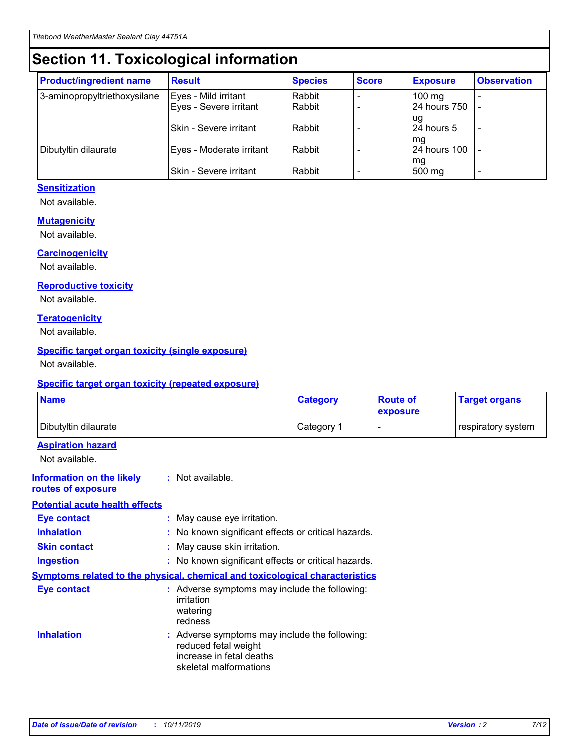# Section 11. Toxicological information

| Product/ingredient name | Result | Species | Score | Exposure | Observation |
|---|---|---|---|---|---|
| 3-aminopropyltriethoxysilane | Eyes - Mild irritant | Rabbit | - | 100 mg | - |
| | Eyes - Severe irritant | Rabbit | - | 24 hours 750 ug | - |
| | Skin - Severe irritant | Rabbit | - | 24 hours 5 mg | - |
| Dibutyltin dilaurate | Eyes - Moderate irritant | Rabbit | - | 24 hours 100 mg | - |
| | Skin - Severe irritant | Rabbit | - | 500 mg | - |

### Sensitization

Not available.

### Mutagenicity

Not available.

### Carcinogenicity

Not available.

### Reproductive toxicity

Not available.

### Teratogenicity

Not available.

### Specific target organ toxicity (single exposure)

Not available.

### Specific target organ toxicity (repeated exposure)

| Name | Category | Route of exposure | Target organs |
|---|---|---|---|
| Dibutyltin dilaurate | Category 1 | - | respiratory system |

### Aspiration hazard

Not available.

**Information on the likely routes of exposure** : Not available.

### Potential acute health effects

**Eye contact** : May cause eye irritation.

**Inhalation** : No known significant effects or critical hazards.

**Skin contact** : May cause skin irritation.

**Ingestion** : No known significant effects or critical hazards.

### Symptoms related to the physical, chemical and toxicological characteristics

**Eye contact** : Adverse symptoms may include the following:
irritation
watering
redness

**Inhalation** : Adverse symptoms may include the following:
reduced fetal weight
increase in fetal deaths
skeletal malformations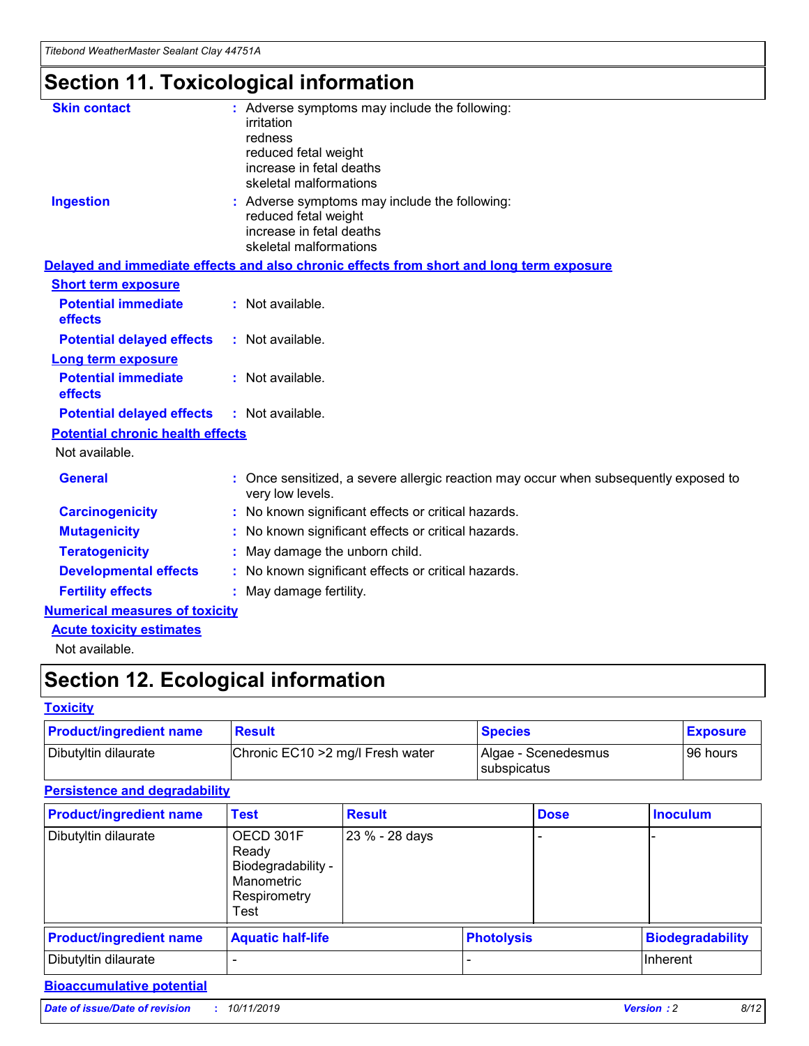# Section 11. Toxicological information

**Skin contact** : Adverse symptoms may include the following:
irritation
redness
reduced fetal weight
increase in fetal deaths
skeletal malformations

**Ingestion** : Adverse symptoms may include the following:
reduced fetal weight
increase in fetal deaths
skeletal malformations

**Delayed and immediate effects and also chronic effects from short and long term exposure**

**Short term exposure**

**Potential immediate effects** : Not available.

**Potential delayed effects** : Not available.

**Long term exposure**

**Potential immediate effects** : Not available.

**Potential delayed effects** : Not available.

**Potential chronic health effects**

Not available.

**General** : Once sensitized, a severe allergic reaction may occur when subsequently exposed to very low levels.

**Carcinogenicity** : No known significant effects or critical hazards.

**Mutagenicity** : No known significant effects or critical hazards.

**Teratogenicity** : May damage the unborn child.

**Developmental effects** : No known significant effects or critical hazards.

**Fertility effects** : May damage fertility.

**Numerical measures of toxicity**

**Acute toxicity estimates**

Not available.

# Section 12. Ecological information

**Toxicity**

| Product/ingredient name | Result | Species | Exposure |
|---|---|---|---|
| Dibutyltin dilaurate | Chronic EC10 >2 mg/l Fresh water | Algae - Scenedesmus subspicatus | 96 hours |

**Persistence and degradability**

| Product/ingredient name | Test | Result | Dose | Inoculum |
|---|---|---|---|---|
| Dibutyltin dilaurate | OECD 301F Ready Biodegradability - Manometric Respirometry Test | 23 % - 28 days | - | - |

| Product/ingredient name | Aquatic half-life | Photolysis | Biodegradability |
|---|---|---|---|
| Dibutyltin dilaurate | - | - | Inherent |

**Bioaccumulative potential**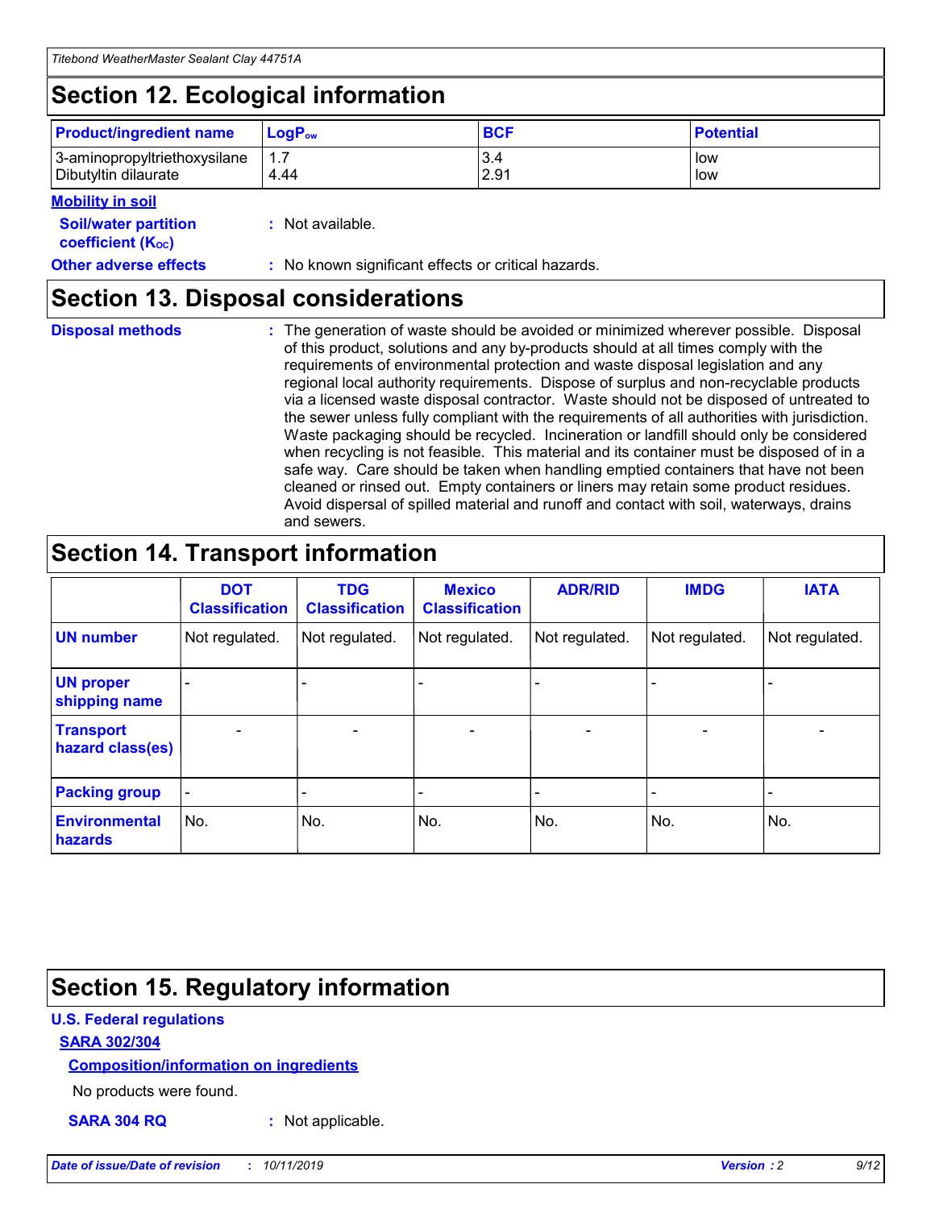## Section 12. Ecological information

| Product/ingredient name | $LogP_{ow}$ | BCF | Potential |
|---|---|---|---|
| 3-aminopropyltriethoxysilane | 1.7 | 3.4 | low |
| Dibutyltin dilaurate | 4.44 | 2.91 | low |

**Mobility in soil**

**Soil/water partition coefficient ($K_{OC}$)** : Not available.

**Other adverse effects** : No known significant effects or critical hazards.

## Section 13. Disposal considerations

**Disposal methods** : The generation of waste should be avoided or minimized wherever possible. Disposal of this product, solutions and any by-products should at all times comply with the requirements of environmental protection and waste disposal legislation and any regional local authority requirements. Dispose of surplus and non-recyclable products via a licensed waste disposal contractor. Waste should not be disposed of untreated to the sewer unless fully compliant with the requirements of all authorities with jurisdiction. Waste packaging should be recycled. Incineration or landfill should only be considered when recycling is not feasible. This material and its container must be disposed of in a safe way. Care should be taken when handling emptied containers that have not been cleaned or rinsed out. Empty containers or liners may retain some product residues. Avoid dispersal of spilled material and runoff and contact with soil, waterways, drains and sewers.

## Section 14. Transport information

| | DOT Classification | TDG Classification | Mexico Classification | ADR/RID | IMDG | IATA |
|---|---|---|---|---|---|---|
| UN number | Not regulated. | Not regulated. | Not regulated. | Not regulated. | Not regulated. | Not regulated. |
| UN proper shipping name | - | - | - | - | - | - |
| Transport hazard class(es) | - | - | - | - | - | - |
| Packing group | - | - | - | - | - | - |
| Environmental hazards | No. | No. | No. | No. | No. | No. |

## Section 15. Regulatory information

**U.S. Federal regulations**

**SARA 302/304**

**Composition/information on ingredients**

No products were found.

**SARA 304 RQ** : Not applicable.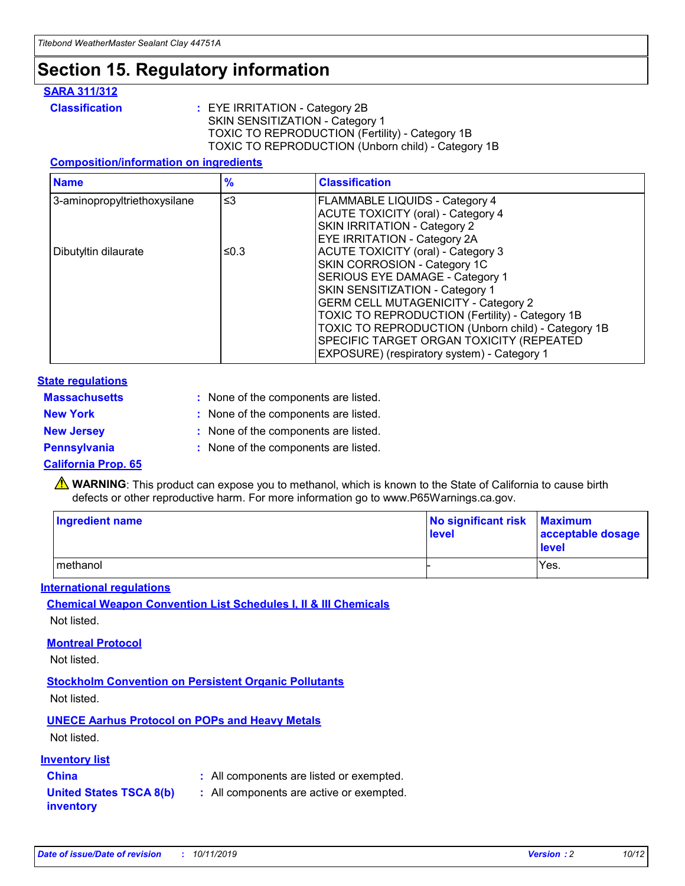# Section 15. Regulatory information

## SARA 311/312

**Classification** : EYE IRRITATION - Category 2B
SKIN SENSITIZATION - Category 1
TOXIC TO REPRODUCTION (Fertility) - Category 1B
TOXIC TO REPRODUCTION (Unborn child) - Category 1B

### Composition/information on ingredients

| Name | % | Classification |
|---|---|---|
| 3-aminopropyltriethoxysilane | ≤3 | FLAMMABLE LIQUIDS - Category 4<br>ACUTE TOXICITY (oral) - Category 4<br>SKIN IRRITATION - Category 2<br>EYE IRRITATION - Category 2A |
| Dibutyltin dilaurate | ≤0.3 | ACUTE TOXICITY (oral) - Category 3<br>SKIN CORROSION - Category 1C<br>SERIOUS EYE DAMAGE - Category 1<br>SKIN SENSITIZATION - Category 1<br>GERM CELL MUTAGENICITY - Category 2<br>TOXIC TO REPRODUCTION (Fertility) - Category 1B<br>TOXIC TO REPRODUCTION (Unborn child) - Category 1B<br>SPECIFIC TARGET ORGAN TOXICITY (REPEATED EXPOSURE) (respiratory system) - Category 1 |

## State regulations

**Massachusetts** : None of the components are listed.

**New York** : None of the components are listed.

**New Jersey** : None of the components are listed.

**Pennsylvania** : None of the components are listed.

## California Prop. 65

⚠ **WARNING**: This product can expose you to methanol, which is known to the State of California to cause birth defects or other reproductive harm. For more information go to www.P65Warnings.ca.gov.

| Ingredient name | No significant risk level | Maximum acceptable dosage level |
|---|---|---|
| methanol | - | Yes. |

## International regulations

### Chemical Weapon Convention List Schedules I, II & III Chemicals

Not listed.

### Montreal Protocol

Not listed.

### Stockholm Convention on Persistent Organic Pollutants

Not listed.

### UNECE Aarhus Protocol on POPs and Heavy Metals

Not listed.

## Inventory list

**China** : All components are listed or exempted.

**United States TSCA 8(b) inventory** : All components are active or exempted.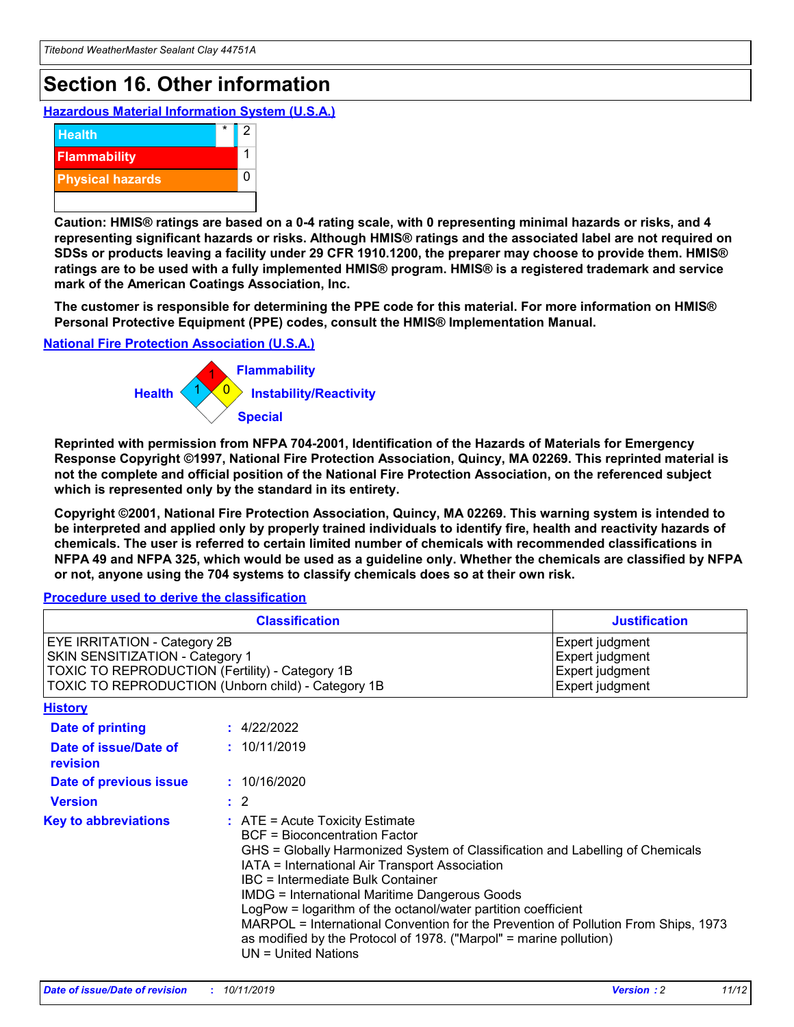# Section 16. Other information

**Hazardous Material Information System (U.S.A.)**

| | | |
|---|---|---|
| Health | * | 2 |
| Flammability | | 1 |
| Physical hazards | | 0 |

**Caution: HMIS® ratings are based on a 0-4 rating scale, with 0 representing minimal hazards or risks, and 4 representing significant hazards or risks. Although HMIS® ratings and the associated label are not required on SDSs or products leaving a facility under 29 CFR 1910.1200, the preparer may choose to provide them. HMIS® ratings are to be used with a fully implemented HMIS® program. HMIS® is a registered trademark and service mark of the American Coatings Association, Inc.**

**The customer is responsible for determining the PPE code for this material. For more information on HMIS® Personal Protective Equipment (PPE) codes, consult the HMIS® Implementation Manual.**

**National Fire Protection Association (U.S.A.)**

Health: 1
Flammability: 1
Instability/Reactivity: 0
Special:

**Reprinted with permission from NFPA 704-2001, Identification of the Hazards of Materials for Emergency Response Copyright ©1997, National Fire Protection Association, Quincy, MA 02269. This reprinted material is not the complete and official position of the National Fire Protection Association, on the referenced subject which is represented only by the standard in its entirety.**

**Copyright ©2001, National Fire Protection Association, Quincy, MA 02269. This warning system is intended to be interpreted and applied only by properly trained individuals to identify fire, health and reactivity hazards of chemicals. The user is referred to certain limited number of chemicals with recommended classifications in NFPA 49 and NFPA 325, which would be used as a guideline only. Whether the chemicals are classified by NFPA or not, anyone using the 704 systems to classify chemicals does so at their own risk.**

**Procedure used to derive the classification**

| Classification | Justification |
|---|---|
| EYE IRRITATION - Category 2B | Expert judgment |
| SKIN SENSITIZATION - Category 1 | Expert judgment |
| TOXIC TO REPRODUCTION (Fertility) - Category 1B | Expert judgment |
| TOXIC TO REPRODUCTION (Unborn child) - Category 1B | Expert judgment |

**History**

**Date of printing** : 4/22/2022

**Date of issue/Date of revision** : 10/11/2019

**Date of previous issue** : 10/16/2020

**Version** : 2

**Key to abbreviations** : ATE = Acute Toxicity Estimate
BCF = Bioconcentration Factor
GHS = Globally Harmonized System of Classification and Labelling of Chemicals
IATA = International Air Transport Association
IBC = Intermediate Bulk Container
IMDG = International Maritime Dangerous Goods
LogPow = logarithm of the octanol/water partition coefficient
MARPOL = International Convention for the Prevention of Pollution From Ships, 1973 as modified by the Protocol of 1978. ("Marpol" = marine pollution)
UN = United Nations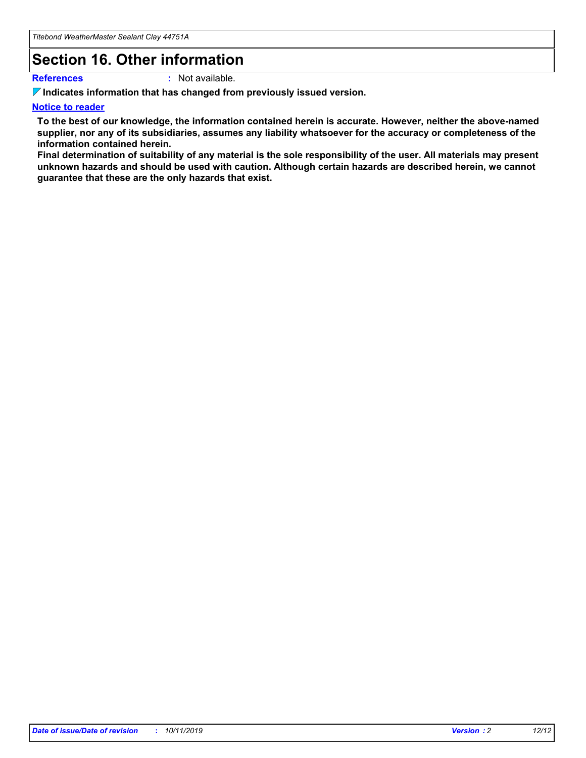# Section 16. Other information

**References** : Not available.

**Indicates information that has changed from previously issued version.**

**Notice to reader**

**To the best of our knowledge, the information contained herein is accurate. However, neither the above-named supplier, nor any of its subsidiaries, assumes any liability whatsoever for the accuracy or completeness of the information contained herein.**

**Final determination of suitability of any material is the sole responsibility of the user. All materials may present unknown hazards and should be used with caution. Although certain hazards are described herein, we cannot guarantee that these are the only hazards that exist.**